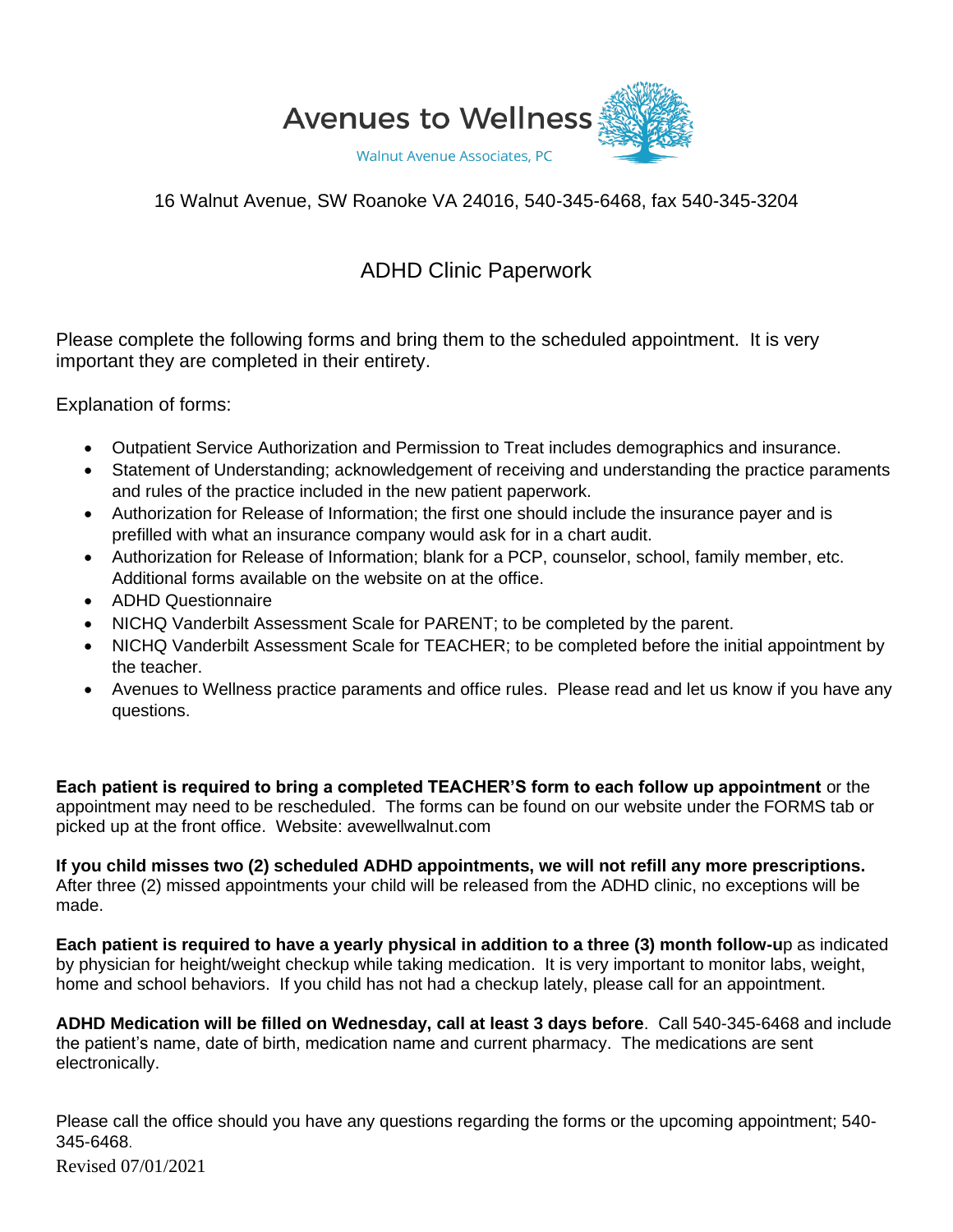# Avenues to Wellness

Walnut Avenue Associates, PC

16 Walnut Avenue, SW Roanoke VA 24016, 540-345-6468, fax 540-345-3204

## ADHD Clinic Paperwork

Please complete the following forms and bring them to the scheduled appointment. It is very important they are completed in their entirety.

Explanation of forms:

- Outpatient Service Authorization and Permission to Treat includes demographics and insurance.
- Statement of Understanding; acknowledgement of receiving and understanding the practice paraments and rules of the practice included in the new patient paperwork.
- Authorization for Release of Information; the first one should include the insurance payer and is prefilled with what an insurance company would ask for in a chart audit.
- Authorization for Release of Information; blank for a PCP, counselor, school, family member, etc. Additional forms available on the website on at the office.
- ADHD Questionnaire
- NICHQ Vanderbilt Assessment Scale for PARENT; to be completed by the parent.
- NICHQ Vanderbilt Assessment Scale for TEACHER; to be completed before the initial appointment by the teacher.
- Avenues to Wellness practice paraments and office rules. Please read and let us know if you have any questions.

**Each patient is required to bring a completed TEACHER'S form to each follow up appointment** or the appointment may need to be rescheduled. The forms can be found on our website under the FORMS tab or picked up at the front office. Website: avewellwalnut.com

**If you child misses two (2) scheduled ADHD appointments, we will not refill any more prescriptions.** After three (2) missed appointments your child will be released from the ADHD clinic, no exceptions will be made.

**Each patient is required to have a yearly physical in addition to a three (3) month follow-u**p as indicated by physician for height/weight checkup while taking medication. It is very important to monitor labs, weight, home and school behaviors. If you child has not had a checkup lately, please call for an appointment.

**ADHD Medication will be filled on Wednesday, call at least 3 days before**. Call 540-345-6468 and include the patient's name, date of birth, medication name and current pharmacy. The medications are sent electronically.

Please call the office should you have any questions regarding the forms or the upcoming appointment; 540-345-6468.

Revised 07/01/2021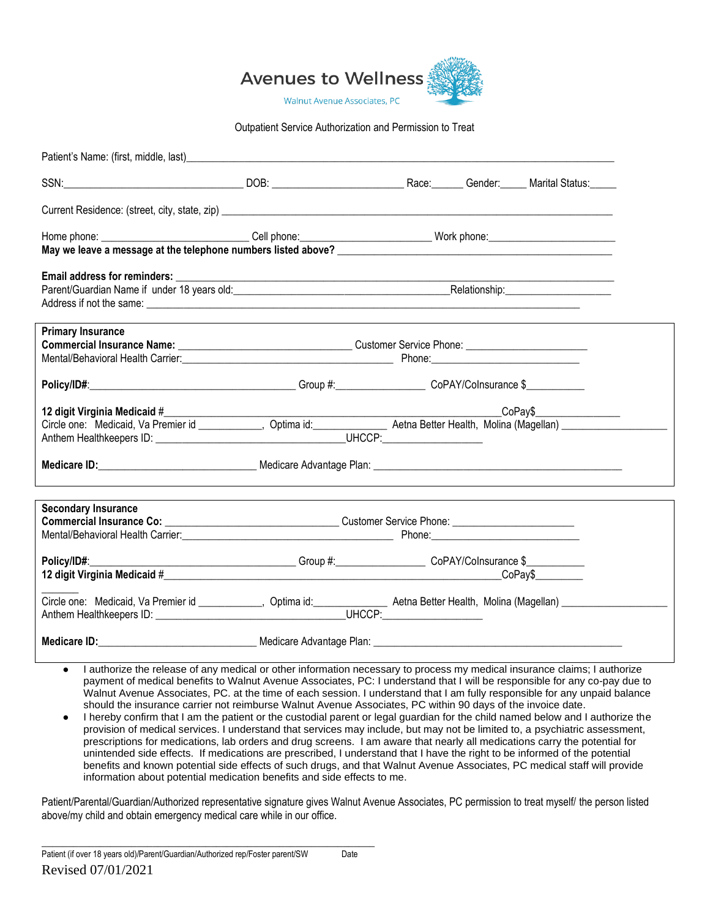# Avenues to Wellness

Walnut Avenue Associates, PC

Outpatient Service Authorization and Permission to Treat

Patient's Name: (first, middle, last)________________________________________________________________

SSN:________________________________ DOB: ________________________ Race:______ Gender:_____ Marital Status:_____

Current Residence: (street, city, state, zip) ________________________________________________________________

Home phone: ___________________________ Cell phone:________________________ Work phone:________________________

**May we leave a message at the telephone numbers listed above?** ____________________________________________________

**Email address for reminders:** ________________________________________________________________

Parent/Guardian Name if under 18 years old:________________________________________Relationship:____________________

Address if not the same: ________________________________________________________________

**Primary Insurance**

**Commercial Insurance Name:** _______________________________ Customer Service Phone: _______________________

Mental/Behavioral Health Carrier:________________________________________ Phone:____________________________

**Policy/ID#**:_______________________________________ Group #:_________________ CoPAY/CoInsurance $___________

**12 digit Virginia Medicaid #**_______________________________________________________________CoPay$________________

Circle one: Medicaid, Va Premier id ___________, Optima id:_____________ Aetna Better Health, Molina (Magellan) ___________________

Anthem Healthkeepers ID: __________________________________UHCCP:___________________

**Medicare ID:**______________________________ Medicare Advantage Plan: ______________________________________________

**Secondary Insurance**

**Commercial Insurance Co:** ________________________________ Customer Service Phone: ______________________

Mental/Behavioral Health Carrier:________________________________________ Phone:____________________________

**Policy/ID#**:_______________________________________ Group #:_________________ CoPAY/CoInsurance $___________

**12 digit Virginia Medicaid #**_______________________________________________________________CoPay$_________

_______

Circle one: Medicaid, Va Premier id ___________, Optima id:_____________ Aetna Better Health, Molina (Magellan) ___________________

Anthem Healthkeepers ID: __________________________________UHCCP:___________________

**Medicare ID:**______________________________ Medicare Advantage Plan: ______________________________________________

- I authorize the release of any medical or other information necessary to process my medical insurance claims; I authorize payment of medical benefits to Walnut Avenue Associates, PC: I understand that I will be responsible for any co-pay due to Walnut Avenue Associates, PC. at the time of each session. I understand that I am fully responsible for any unpaid balance should the insurance carrier not reimburse Walnut Avenue Associates, PC within 90 days of the invoice date.
- I hereby confirm that I am the patient or the custodial parent or legal guardian for the child named below and I authorize the provision of medical services. I understand that services may include, but may not be limited to, a psychiatric assessment, prescriptions for medications, lab orders and drug screens. I am aware that nearly all medications carry the potential for unintended side effects. If medications are prescribed, I understand that I have the right to be informed of the potential benefits and known potential side effects of such drugs, and that Walnut Avenue Associates, PC medical staff will provide information about potential medication benefits and side effects to me.

Patient/Parental/Guardian/Authorized representative signature gives Walnut Avenue Associates, PC permission to treat myself/ the person listed above/my child and obtain emergency medical care while in our office.

_____________________________________________________________

Patient (if over 18 years old)/Parent/Guardian/Authorized rep/Foster parent/SW Date

Revised 07/01/2021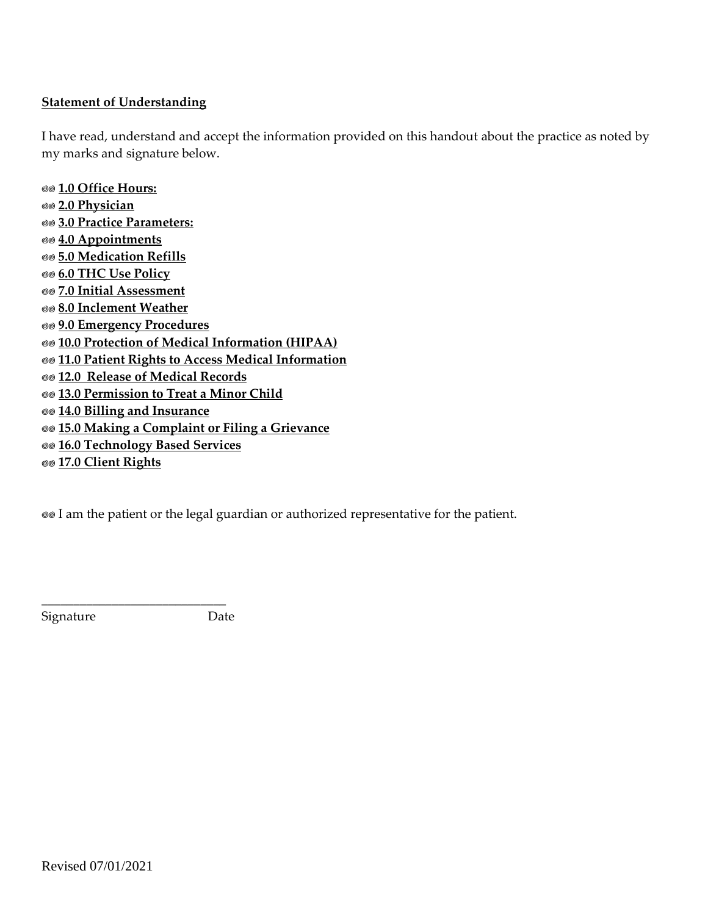**Statement of Understanding**

I have read, understand and accept the information provided on this handout about the practice as noted by my marks and signature below.

◎◎ **1.0 Office Hours:**
◎◎ **2.0 Physician**
◎◎ **3.0 Practice Parameters:**
◎◎ **4.0 Appointments**
◎◎ **5.0 Medication Refills**
◎◎ **6.0 THC Use Policy**
◎◎ **7.0 Initial Assessment**
◎◎ **8.0 Inclement Weather**
◎◎ **9.0 Emergency Procedures**
◎◎ **10.0 Protection of Medical Information (HIPAA)**
◎◎ **11.0 Patient Rights to Access Medical Information**
◎◎ **12.0 Release of Medical Records**
◎◎ **13.0 Permission to Treat a Minor Child**
◎◎ **14.0 Billing and Insurance**
◎◎ **15.0 Making a Complaint or Filing a Grievance**
◎◎ **16.0 Technology Based Services**
◎◎ **17.0 Client Rights**

◎◎ I am the patient or the legal guardian or authorized representative for the patient.

____________________________

Signature Date

Revised 07/01/2021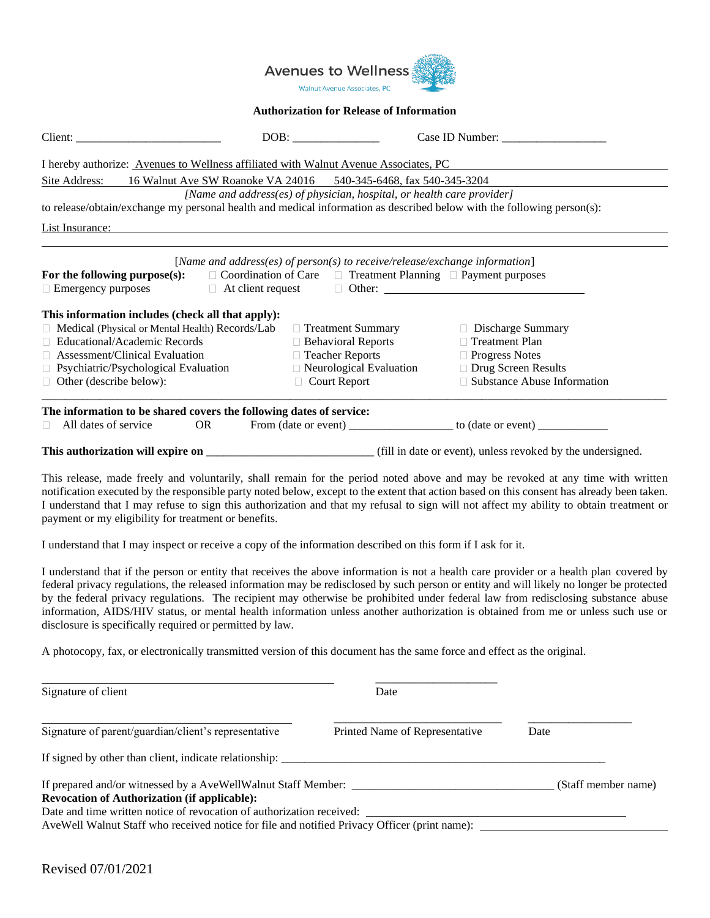Avenues to Wellness
Walnut Avenue Associates, PC

## Authorization for Release of Information

Client: _________________________ DOB: _______________ Case ID Number: __________________

I hereby authorize: Avenues to Wellness affiliated with Walnut Avenue Associates, PC

Site Address: 16 Walnut Ave SW Roanoke VA 24016 540-345-6468, fax 540-345-3204

*[Name and address(es) of physician, hospital, or health care provider]*

to release/obtain/exchange my personal health and medical information as described below with the following person(s):

List Insurance: ____________________________________________________________

____________________________________________________________

*[Name and address(es) of person(s) to receive/release/exchange information]*

**For the following purpose(s):** ☐ Coordination of Care ☐ Treatment Planning ☐ Payment purposes
☐ Emergency purposes ☐ At client request ☐ Other: ______________________________

**This information includes (check all that apply):**

| | | |
|---|---|---|
| ☐ Medical (Physical or Mental Health) Records/Lab | ☐ Treatment Summary | ☐ Discharge Summary |
| ☐ Educational/Academic Records | ☐ Behavioral Reports | ☐ Treatment Plan |
| ☐ Assessment/Clinical Evaluation | ☐ Teacher Reports | ☐ Progress Notes |
| ☐ Psychiatric/Psychological Evaluation | ☐ Neurological Evaluation | ☐ Drug Screen Results |
| ☐ Other (describe below): | ☐ Court Report | ☐ Substance Abuse Information |

____________________________________________________________

**The information to be shared covers the following dates of service:**
☐ All dates of service OR From (date or event) _________________ to (date or event) ____________

**This authorization will expire on** ____________________________ (fill in date or event), unless revoked by the undersigned.

This release, made freely and voluntarily, shall remain for the period noted above and may be revoked at any time with written notification executed by the responsible party noted below, except to the extent that action based on this consent has already been taken. I understand that I may refuse to sign this authorization and that my refusal to sign will not affect my ability to obtain treatment or payment or my eligibility for treatment or benefits.

I understand that I may inspect or receive a copy of the information described on this form if I ask for it.

I understand that if the person or entity that receives the above information is not a health care provider or a health plan covered by federal privacy regulations, the released information may be redisclosed by such person or entity and will likely no longer be protected by the federal privacy regulations. The recipient may otherwise be prohibited under federal law from redisclosing substance abuse information, AIDS/HIV status, or mental health information unless another authorization is obtained from me or unless such use or disclosure is specifically required or permitted by law.

A photocopy, fax, or electronically transmitted version of this document has the same force and effect as the original.

_________________________________________ _____________________
Signature of client Date

_________________________________________ ____________________________ __________________
Signature of parent/guardian/client's representative Printed Name of Representative Date

If signed by other than client, indicate relationship: __________________________________________________________

If prepared and/or witnessed by a AveWellWalnut Staff Member: ___________________________________ (Staff member name)

**Revocation of Authorization (if applicable):**

Date and time written notice of revocation of authorization received: ___________________________________________

AveWell Walnut Staff who received notice for file and notified Privacy Officer (print name): ______________________________

Revised 07/01/2021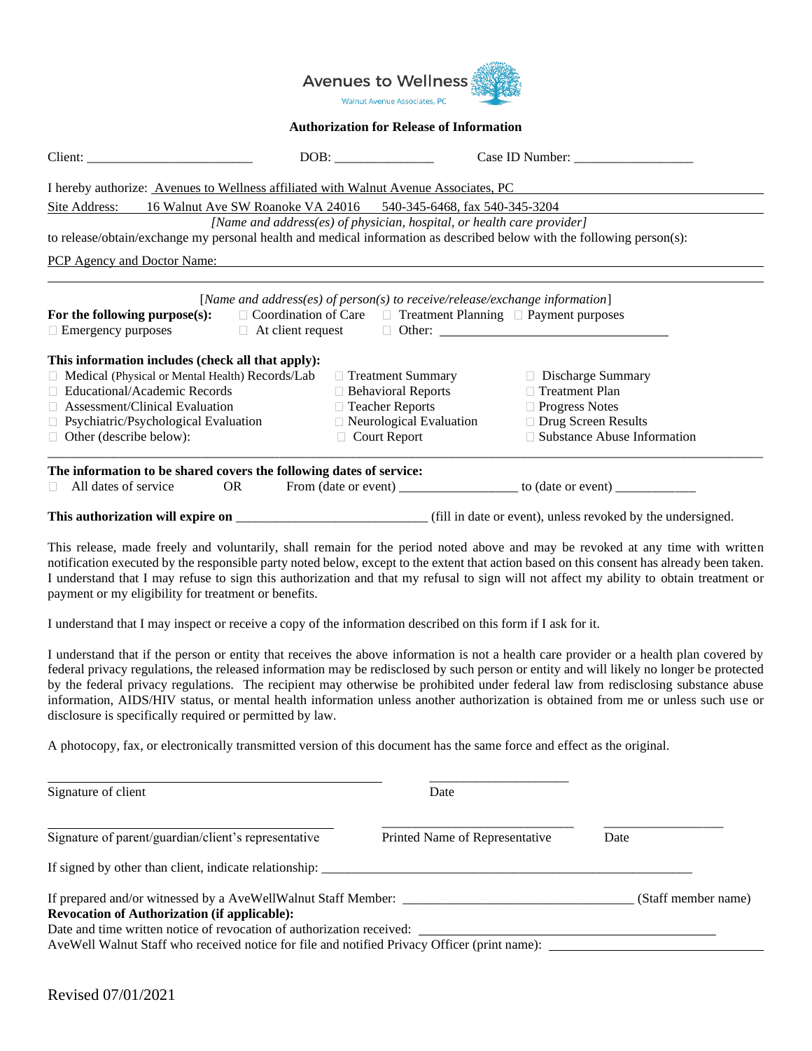Avenues to Wellness
Walnut Avenue Associates, PC

**Authorization for Release of Information**

Client: _________________________ DOB: _______________ Case ID Number: __________________

I hereby authorize: Avenues to Wellness affiliated with Walnut Avenue Associates, PC

Site Address: 16 Walnut Ave SW Roanoke VA 24016 540-345-6468, fax 540-345-3204

*[Name and address(es) of physician, hospital, or health care provider]*

to release/obtain/exchange my personal health and medical information as described below with the following person(s):

PCP Agency and Doctor Name: ____________________________________________

____________________________________________

*[Name and address(es) of person(s) to receive/release/exchange information]*

**For the following purpose(s):** ☐ Coordination of Care ☐ Treatment Planning ☐ Payment purposes ☐ Emergency purposes ☐ At client request ☐ Other: ______________________________

**This information includes (check all that apply):**

| | | |
|---|---|---|
| ☐ Medical (Physical or Mental Health) Records/Lab | ☐ Treatment Summary | ☐ Discharge Summary |
| ☐ Educational/Academic Records | ☐ Behavioral Reports | ☐ Treatment Plan |
| ☐ Assessment/Clinical Evaluation | ☐ Teacher Reports | ☐ Progress Notes |
| ☐ Psychiatric/Psychological Evaluation | ☐ Neurological Evaluation | ☐ Drug Screen Results |
| ☐ Other (describe below): | ☐ Court Report | ☐ Substance Abuse Information |

____________________________________________

**The information to be shared covers the following dates of service:**

☐ All dates of service OR From (date or event) _________________ to (date or event) ____________

**This authorization will expire on** ____________________________ (fill in date or event), unless revoked by the undersigned.

This release, made freely and voluntarily, shall remain for the period noted above and may be revoked at any time with written notification executed by the responsible party noted below, except to the extent that action based on this consent has already been taken. I understand that I may refuse to sign this authorization and that my refusal to sign will not affect my ability to obtain treatment or payment or my eligibility for treatment or benefits.

I understand that I may inspect or receive a copy of the information described on this form if I ask for it.

I understand that if the person or entity that receives the above information is not a health care provider or a health plan covered by federal privacy regulations, the released information may be redisclosed by such person or entity and will likely no longer be protected by the federal privacy regulations. The recipient may otherwise be prohibited under federal law from redisclosing substance abuse information, AIDS/HIV status, or mental health information unless another authorization is obtained from me or unless such use or disclosure is specifically required or permitted by law.

A photocopy, fax, or electronically transmitted version of this document has the same force and effect as the original.

________________________________________________ _____________________

Signature of client Date

________________________________________ ____________________________ __________________

Signature of parent/guardian/client's representative Printed Name of Representative Date

If signed by other than client, indicate relationship: ___________________________________________________________

If prepared and/or witnessed by a AveWellWalnut Staff Member: __________________________________ (Staff member name)

**Revocation of Authorization (if applicable):**

Date and time written notice of revocation of authorization received: ____________________________________________

AveWell Walnut Staff who received notice for file and notified Privacy Officer (print name): ______________________________

Revised 07/01/2021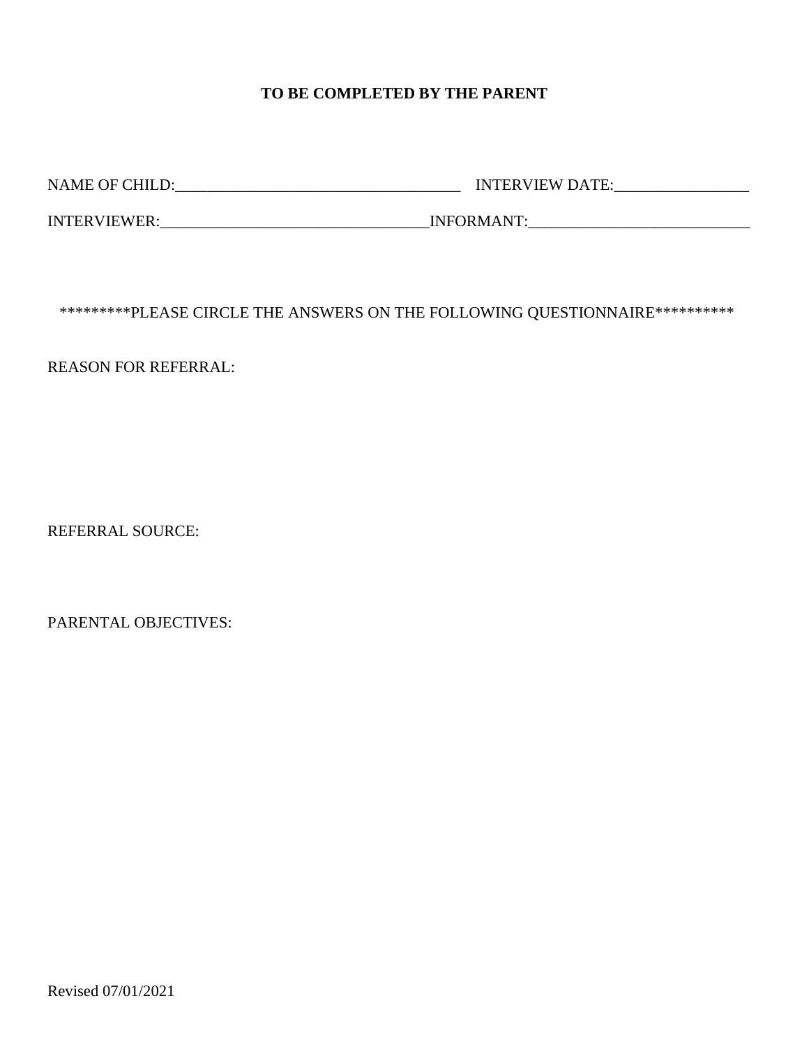**TO BE COMPLETED BY THE PARENT**

NAME OF CHILD:____________________________________ INTERVIEW DATE:_________________

INTERVIEWER:_________________________________INFORMANT:____________________________

*********PLEASE CIRCLE THE ANSWERS ON THE FOLLOWING QUESTIONNAIRE**********

REASON FOR REFERRAL:

REFERRAL SOURCE:

PARENTAL OBJECTIVES:

Revised 07/01/2021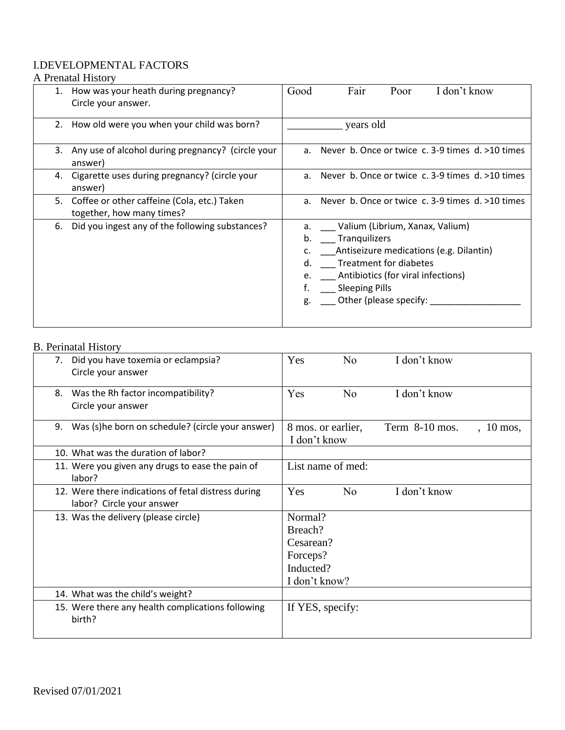I.DEVELOPMENTAL FACTORS

A Prenatal History

| | |
|---|---|
| 1. How was your heath during pregnancy? Circle your answer. | Good Fair Poor I don't know |
| 2. How old were you when your child was born? | __________ years old |
| 3. Any use of alcohol during pregnancy? (circle your answer) | a. Never b. Once or twice c. 3-9 times d. >10 times |
| 4. Cigarette uses during pregnancy? (circle your answer) | a. Never b. Once or twice c. 3-9 times d. >10 times |
| 5. Coffee or other caffeine (Cola, etc.) Taken together, how many times? | a. Never b. Once or twice c. 3-9 times d. >10 times |
| 6. Did you ingest any of the following substances? | a. ___ Valium (Librium, Xanax, Valium)<br>b. ___ Tranquilizers<br>c. ___Antiseizure medications (e.g. Dilantin)<br>d. ___ Treatment for diabetes<br>e. ___ Antibiotics (for viral infections)<br>f. ___ Sleeping Pills<br>g. ___ Other (please specify: ___________________ |

B. Perinatal History

| | |
|---|---|
| 7. Did you have toxemia or eclampsia? Circle your answer | Yes No I don't know |
| 8. Was the Rh factor incompatibility? Circle your answer | Yes No I don't know |
| 9. Was (s)he born on schedule? (circle your answer) | 8 mos. or earlier, Term 8-10 mos. , 10 mos, I don't know |
| 10. What was the duration of labor? | |
| 11. Were you given any drugs to ease the pain of labor? | List name of med: |
| 12. Were there indications of fetal distress during labor? Circle your answer | Yes No I don't know |
| 13. Was the delivery (please circle) | Normal?<br>Breach?<br>Cesarean?<br>Forceps?<br>Inducted?<br>I don't know? |
| 14. What was the child's weight? | |
| 15. Were there any health complications following birth? | If YES, specify: |

Revised 07/01/2021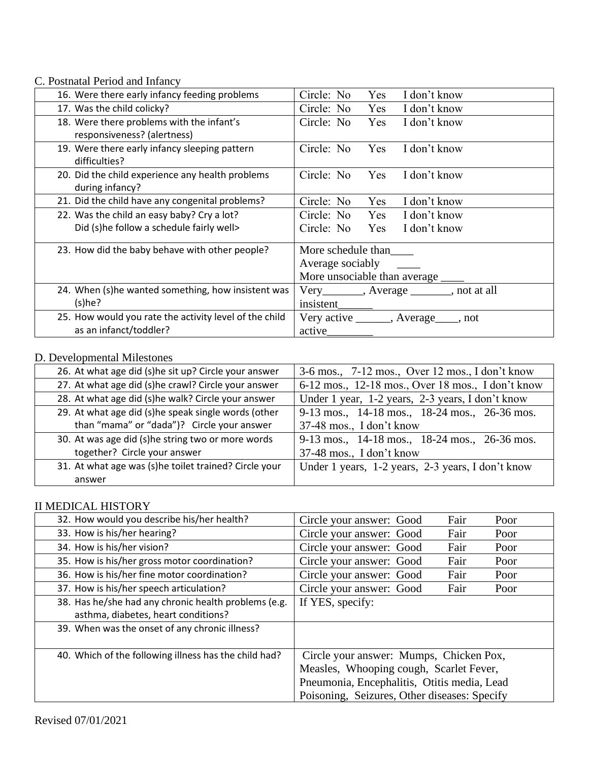C. Postnatal Period and Infancy

| | |
|---|---|
| 16. Were there early infancy feeding problems | Circle: No Yes I don't know |
| 17. Was the child colicky? | Circle: No Yes I don't know |
| 18. Were there problems with the infant's responsiveness? (alertness) | Circle: No Yes I don't know |
| 19. Were there early infancy sleeping pattern difficulties? | Circle: No Yes I don't know |
| 20. Did the child experience any health problems during infancy? | Circle: No Yes I don't know |
| 21. Did the child have any congenital problems? | Circle: No Yes I don't know |
| 22. Was the child an easy baby? Cry a lot?<br>Did (s)he follow a schedule fairly well> | Circle: No Yes I don't know<br>Circle: No Yes I don't know |
| 23. How did the baby behave with other people? | More schedule than____<br>Average sociably ____<br>More unsociable than average ____ |
| 24. When (s)he wanted something, how insistent was (s)he? | Very_______, Average _______, not at all insistent______ |
| 25. How would you rate the activity level of the child as an infanct/toddler? | Very active ______, Average____, not active________ |

D. Developmental Milestones

| | |
|---|---|
| 26. At what age did (s)he sit up? Circle your answer | 3-6 mos., 7-12 mos., Over 12 mos., I don't know |
| 27. At what age did (s)he crawl? Circle your answer | 6-12 mos., 12-18 mos., Over 18 mos., I don't know |
| 28. At what age did (s)he walk? Circle your answer | Under 1 year, 1-2 years, 2-3 years, I don't know |
| 29. At what age did (s)he speak single words (other than "mama" or "dada")? Circle your answer | 9-13 mos., 14-18 mos., 18-24 mos., 26-36 mos. 37-48 mos., I don't know |
| 30. At was age did (s)he string two or more words together? Circle your answer | 9-13 mos., 14-18 mos., 18-24 mos., 26-36 mos. 37-48 mos., I don't know |
| 31. At what age was (s)he toilet trained? Circle your answer | Under 1 years, 1-2 years, 2-3 years, I don't know |

II MEDICAL HISTORY

| | |
|---|---|
| 32. How would you describe his/her health? | Circle your answer: Good Fair Poor |
| 33. How is his/her hearing? | Circle your answer: Good Fair Poor |
| 34. How is his/her vision? | Circle your answer: Good Fair Poor |
| 35. How is his/her gross motor coordination? | Circle your answer: Good Fair Poor |
| 36. How is his/her fine motor coordination? | Circle your answer: Good Fair Poor |
| 37. How is his/her speech articulation? | Circle your answer: Good Fair Poor |
| 38. Has he/she had any chronic health problems (e.g. asthma, diabetes, heart conditions? | If YES, specify: |
| 39. When was the onset of any chronic illness? | |
| 40. Which of the following illness has the child had? | Circle your answer: Mumps, Chicken Pox, Measles, Whooping cough, Scarlet Fever, Pneumonia, Encephalitis, Otitis media, Lead Poisoning, Seizures, Other diseases: Specify |

Revised 07/01/2021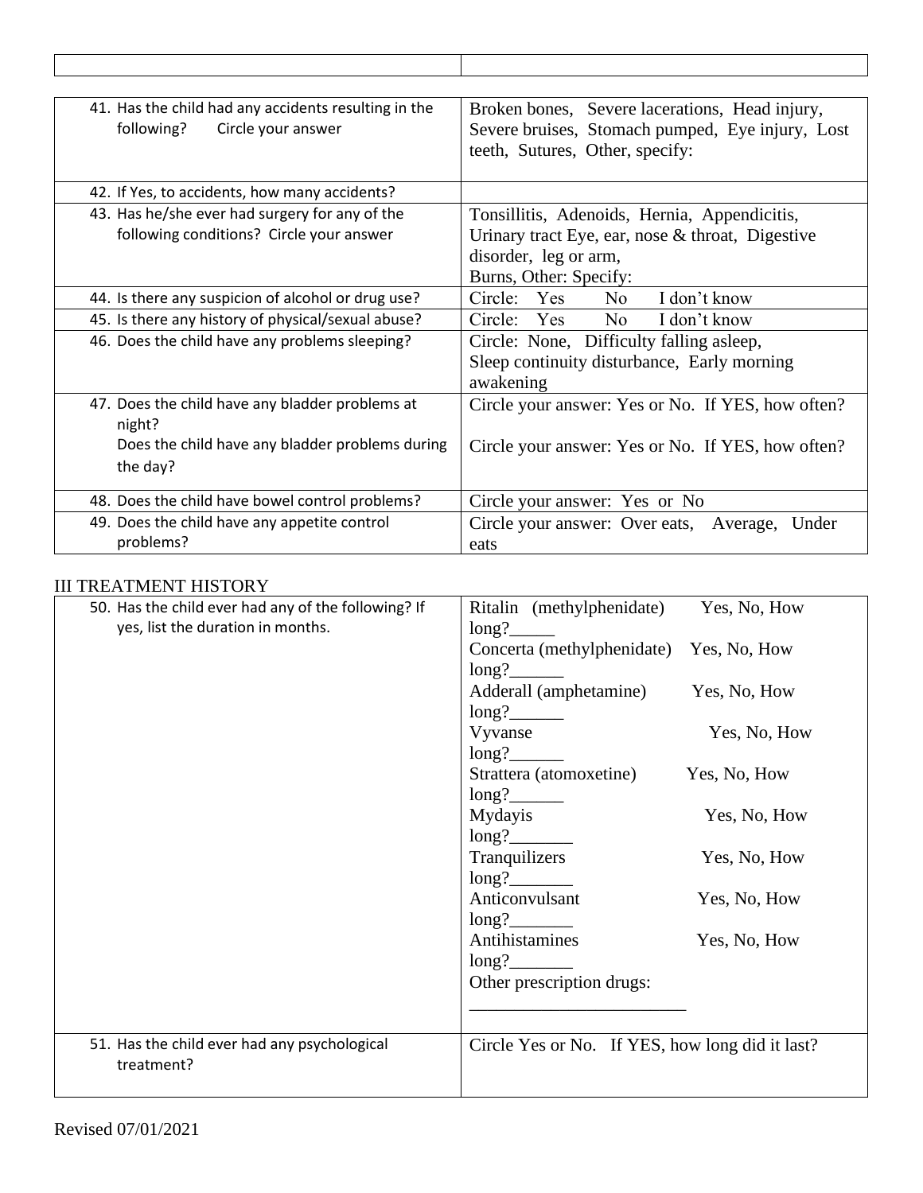| | |
|---|---|
| | |

| | |
|---|---|
| 41. Has the child had any accidents resulting in the following? Circle your answer | Broken bones, Severe lacerations, Head injury, Severe bruises, Stomach pumped, Eye injury, Lost teeth, Sutures, Other, specify: |
| 42. If Yes, to accidents, how many accidents? | |
| 43. Has he/she ever had surgery for any of the following conditions? Circle your answer | Tonsillitis, Adenoids, Hernia, Appendicitis, Urinary tract Eye, ear, nose & throat, Digestive disorder, leg or arm, Burns, Other: Specify: |
| 44. Is there any suspicion of alcohol or drug use? | Circle: Yes No I don't know |
| 45. Is there any history of physical/sexual abuse? | Circle: Yes No I don't know |
| 46. Does the child have any problems sleeping? | Circle: None, Difficulty falling asleep, Sleep continuity disturbance, Early morning awakening |
| 47. Does the child have any bladder problems at night? Does the child have any bladder problems during the day? | Circle your answer: Yes or No. If YES, how often? Circle your answer: Yes or No. If YES, how often? |
| 48. Does the child have bowel control problems? | Circle your answer: Yes or No |
| 49. Does the child have any appetite control problems? | Circle your answer: Over eats, Average, Under eats |

## III TREATMENT HISTORY

| | |
|---|---|
| 50. Has the child ever had any of the following? If yes, list the duration in months. | Ritalin (methylphenidate) Yes, No, How long?_____<br>Concerta (methylphenidate) Yes, No, How long?______<br>Adderall (amphetamine) Yes, No, How long?______<br>Vyvanse Yes, No, How long?______<br>Strattera (atomoxetine) Yes, No, How long?______<br>Mydayis Yes, No, How long?_______<br>Tranquilizers Yes, No, How long?_______<br>Anticonvulsant Yes, No, How long?_______<br>Antihistamines Yes, No, How long?_______<br>Other prescription drugs: ________________________ |
| 51. Has the child ever had any psychological treatment? | Circle Yes or No. If YES, how long did it last? |

Revised 07/01/2021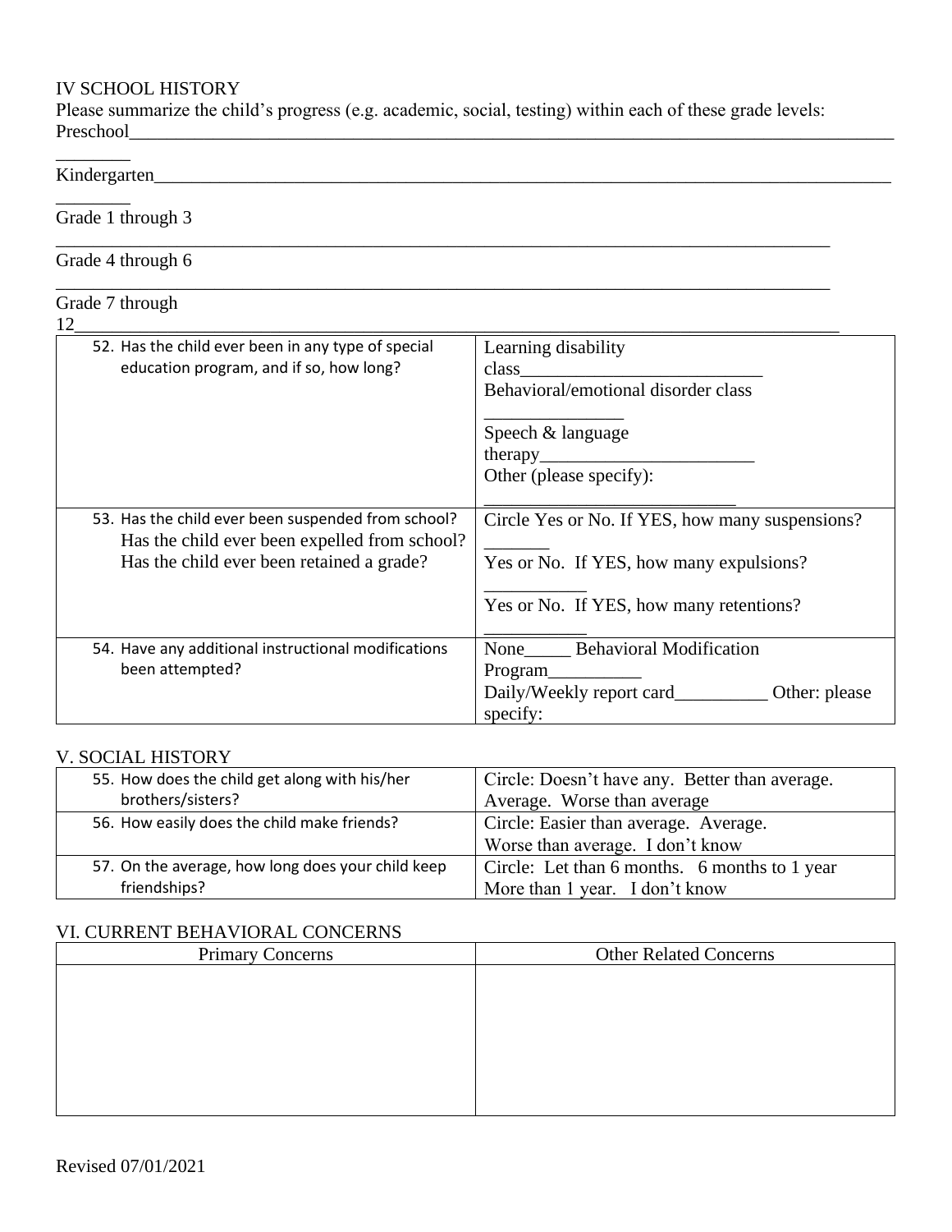## IV SCHOOL HISTORY

Please summarize the child's progress (e.g. academic, social, testing) within each of these grade levels:

Preschool__________________________________________________________________________________________

Kindergarten_______________________________________________________________________________________

Grade 1 through 3 __________________________________________________________________________________

Grade 4 through 6 __________________________________________________________________________________

Grade 7 through 12__________________________________________________________________________________

| | |
|---|---|
| 52. Has the child ever been in any type of special education program, and if so, how long? | Learning disability class___________________________ Behavioral/emotional disorder class ________________ Speech & language therapy________________________ Other (please specify): ___________________________ |
| 53. Has the child ever been suspended from school? Has the child ever been expelled from school? Has the child ever been retained a grade? | Circle Yes or No. If YES, how many suspensions? _______ Yes or No. If YES, how many expulsions? ___________ Yes or No. If YES, how many retentions? ___________ |
| 54. Have any additional instructional modifications been attempted? | None_____ Behavioral Modification Program__________ Daily/Weekly report card__________ Other: please specify: |

## V. SOCIAL HISTORY

| | |
|---|---|
| 55. How does the child get along with his/her brothers/sisters? | Circle: Doesn't have any. Better than average. Average. Worse than average |
| 56. How easily does the child make friends? | Circle: Easier than average. Average. Worse than average. I don't know |
| 57. On the average, how long does your child keep friendships? | Circle: Let than 6 months. 6 months to 1 year More than 1 year. I don't know |

## VI. CURRENT BEHAVIORAL CONCERNS

| Primary Concerns | Other Related Concerns |
|---|---|
| | |

Revised 07/01/2021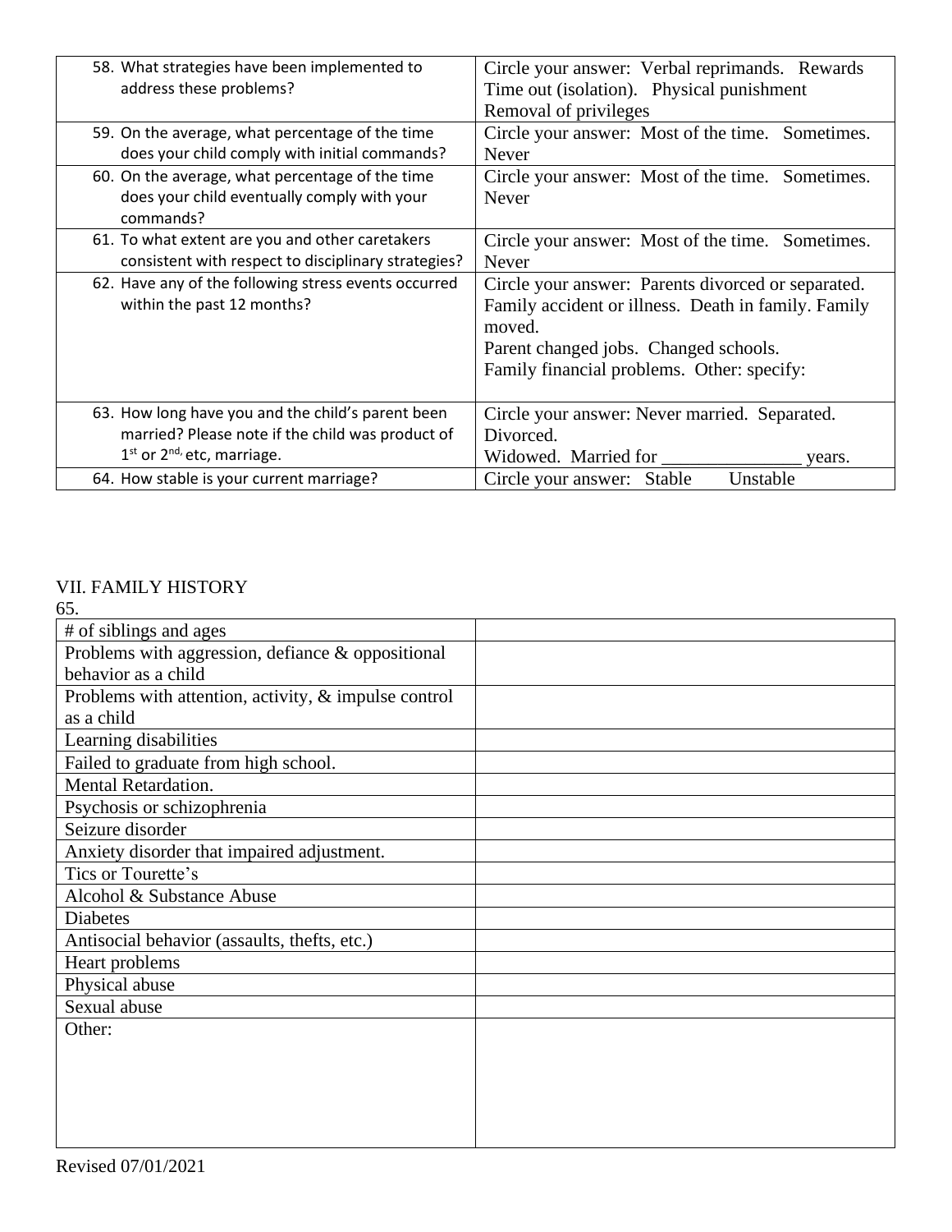| | |
|---|---|
| 58. What strategies have been implemented to address these problems? | Circle your answer: Verbal reprimands. Rewards Time out (isolation). Physical punishment Removal of privileges |
| 59. On the average, what percentage of the time does your child comply with initial commands? | Circle your answer: Most of the time. Sometimes. Never |
| 60. On the average, what percentage of the time does your child eventually comply with your commands? | Circle your answer: Most of the time. Sometimes. Never |
| 61. To what extent are you and other caretakers consistent with respect to disciplinary strategies? | Circle your answer: Most of the time. Sometimes. Never |
| 62. Have any of the following stress events occurred within the past 12 months? | Circle your answer: Parents divorced or separated. Family accident or illness. Death in family. Family moved. Parent changed jobs. Changed schools. Family financial problems. Other: specify: |
| 63. How long have you and the child's parent been married? Please note if the child was product of 1st or 2nd, etc, marriage. | Circle your answer: Never married. Separated. Divorced. Widowed. Married for _______________ years. |
| 64. How stable is your current marriage? | Circle your answer: Stable Unstable |

## VII. FAMILY HISTORY

65.

| | |
|---|---|
| # of siblings and ages | |
| Problems with aggression, defiance & oppositional behavior as a child | |
| Problems with attention, activity, & impulse control as a child | |
| Learning disabilities | |
| Failed to graduate from high school. | |
| Mental Retardation. | |
| Psychosis or schizophrenia | |
| Seizure disorder | |
| Anxiety disorder that impaired adjustment. | |
| Tics or Tourette's | |
| Alcohol & Substance Abuse | |
| Diabetes | |
| Antisocial behavior (assaults, thefts, etc.) | |
| Heart problems | |
| Physical abuse | |
| Sexual abuse | |
| Other: | |

Revised 07/01/2021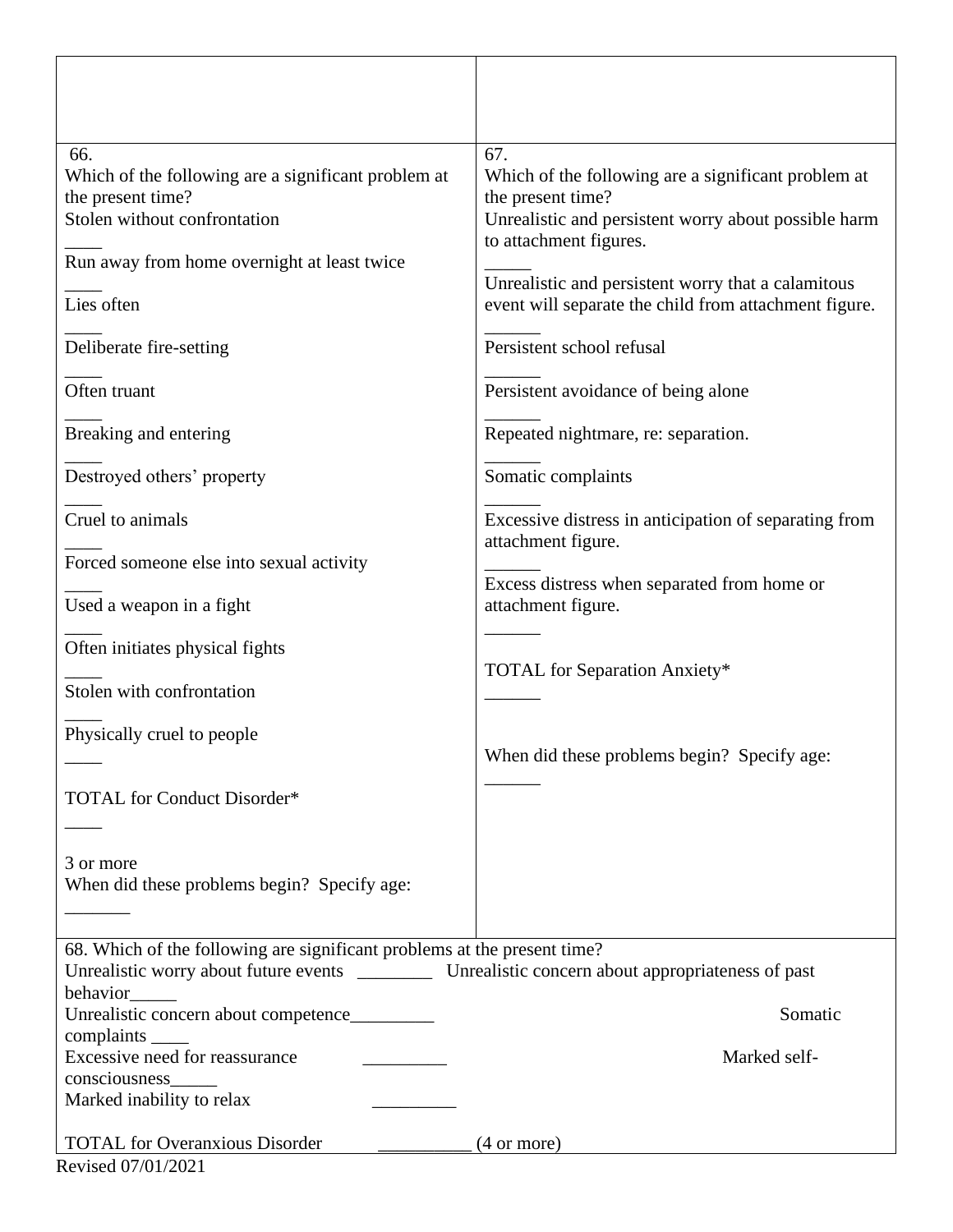66.
Which of the following are a significant problem at the present time?

Stolen without confrontation ____

Run away from home overnight at least twice ____

Lies often ____

Deliberate fire-setting ____

Often truant ____

Breaking and entering ____

Destroyed others' property ____

Cruel to animals ____

Forced someone else into sexual activity ____

Used a weapon in a fight ____

Often initiates physical fights ____

Stolen with confrontation ____

Physically cruel to people ____

TOTAL for Conduct Disorder* ____

3 or more
When did these problems begin? Specify age: _______

67.
Which of the following are a significant problem at the present time?

Unrealistic and persistent worry about possible harm to attachment figures. _____

Unrealistic and persistent worry that a calamitous event will separate the child from attachment figure. ______

Persistent school refusal ______

Persistent avoidance of being alone ______

Repeated nightmare, re: separation. ______

Somatic complaints ______

Excessive distress in anticipation of separating from attachment figure. ______

Excess distress when separated from home or attachment figure. ______

TOTAL for Separation Anxiety* ______

When did these problems begin? Specify age: ______

68. Which of the following are significant problems at the present time?

Unrealistic worry about future events ________

Unrealistic concern about appropriateness of past behavior_____

Unrealistic concern about competence_________

Somatic complaints ____

Excessive need for reassurance _________

Marked self-consciousness_____

Marked inability to relax _________

TOTAL for Overanxious Disorder __________ (4 or more)

Revised 07/01/2021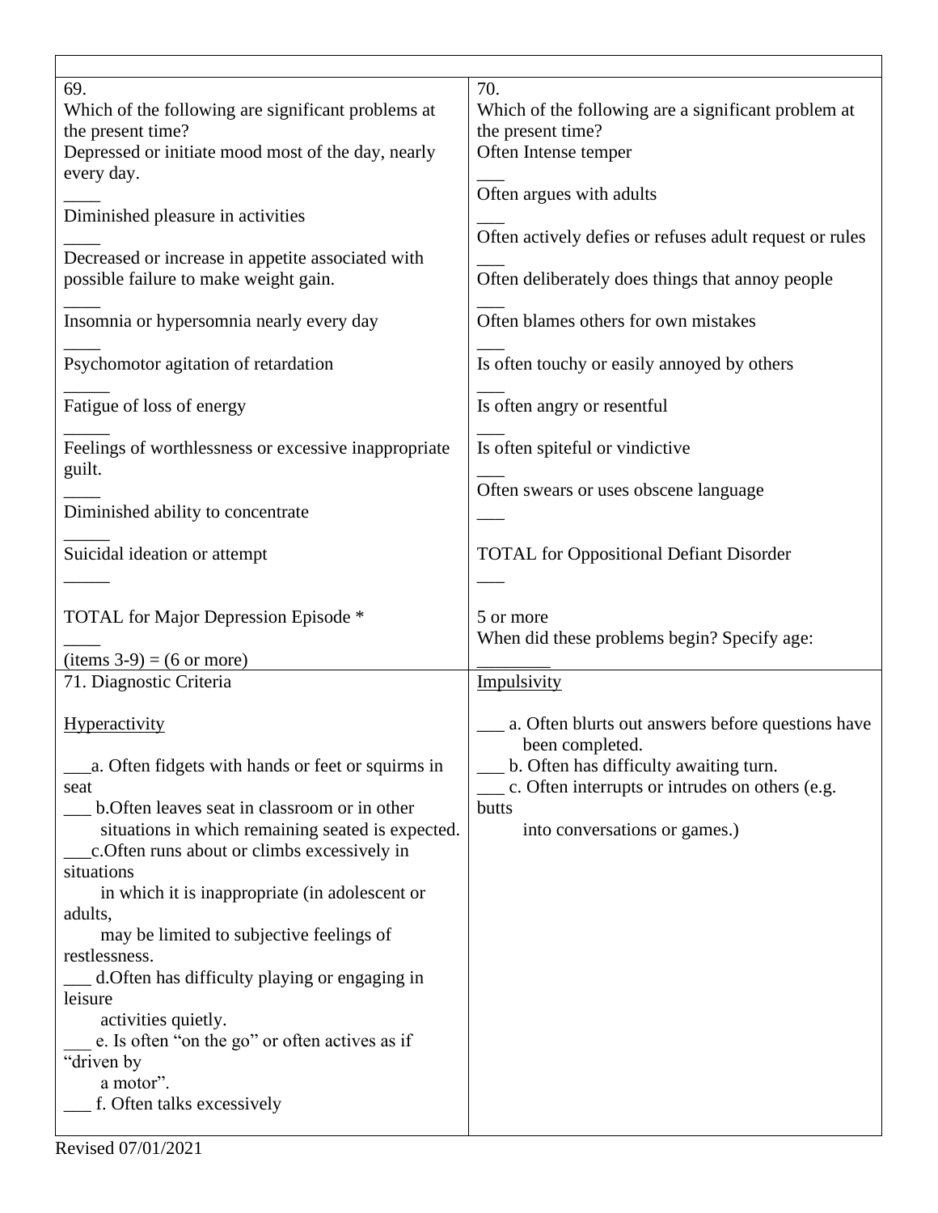**69.**
Which of the following are significant problems at the present time?

Depressed or initiate mood most of the day, nearly every day.
____
Diminished pleasure in activities
____
Decreased or increase in appetite associated with possible failure to make weight gain.
____
Insomnia or hypersomnia nearly every day
____
Psychomotor agitation of retardation
_____
Fatigue of loss of energy
_____
Feelings of worthlessness or excessive inappropriate guilt.
____
Diminished ability to concentrate
_____
Suicidal ideation or attempt
_____

TOTAL for Major Depression Episode *
____
(items 3-9) = (6 or more)

**70.**
Which of the following are a significant problem at the present time?

Often Intense temper
___
Often argues with adults
___
Often actively defies or refuses adult request or rules
___
Often deliberately does things that annoy people
___
Often blames others for own mistakes
___
Is often touchy or easily annoyed by others
___
Is often angry or resentful
___
Is often spiteful or vindictive
___
Often swears or uses obscene language
___

TOTAL for Oppositional Defiant Disorder
___

5 or more
When did these problems begin? Specify age: ________

**71. Diagnostic Criteria**

Hyperactivity

___a. Often fidgets with hands or feet or squirms in seat
___ b.Often leaves seat in classroom or in other situations in which remaining seated is expected.
___c.Often runs about or climbs excessively in situations in which it is inappropriate (in adolescent or adults, may be limited to subjective feelings of restlessness.
___ d.Often has difficulty playing or engaging in leisure activities quietly.
___ e. Is often "on the go" or often actives as if "driven by a motor".
___ f. Often talks excessively

Impulsivity

___ a. Often blurts out answers before questions have been completed.
___ b. Often has difficulty awaiting turn.
___ c. Often interrupts or intrudes on others (e.g. butts into conversations or games.)

Revised 07/01/2021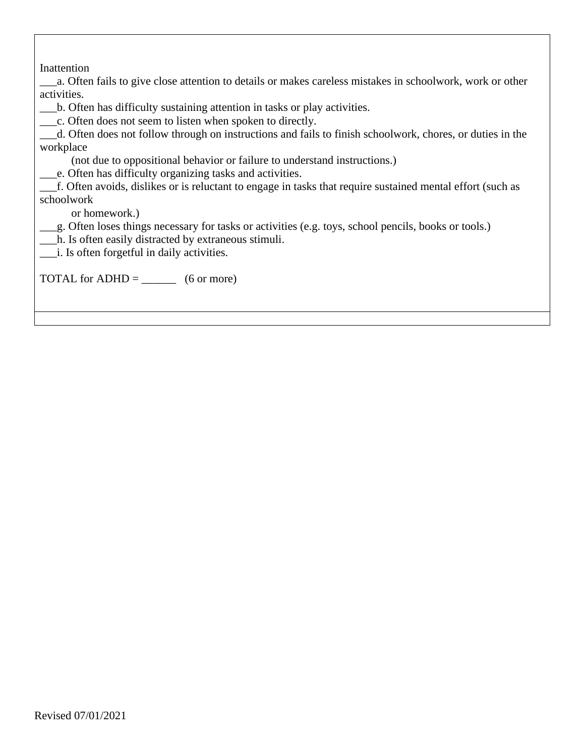Inattention

___a. Often fails to give close attention to details or makes careless mistakes in schoolwork, work or other activities.

___b. Often has difficulty sustaining attention in tasks or play activities.

___c. Often does not seem to listen when spoken to directly.

___d. Often does not follow through on instructions and fails to finish schoolwork, chores, or duties in the workplace
(not due to oppositional behavior or failure to understand instructions.)

___e. Often has difficulty organizing tasks and activities.

___f. Often avoids, dislikes or is reluctant to engage in tasks that require sustained mental effort (such as schoolwork
or homework.)

___g. Often loses things necessary for tasks or activities (e.g. toys, school pencils, books or tools.)

___h. Is often easily distracted by extraneous stimuli.

___i. Is often forgetful in daily activities.

TOTAL for ADHD = ______ (6 or more)

Revised 07/01/2021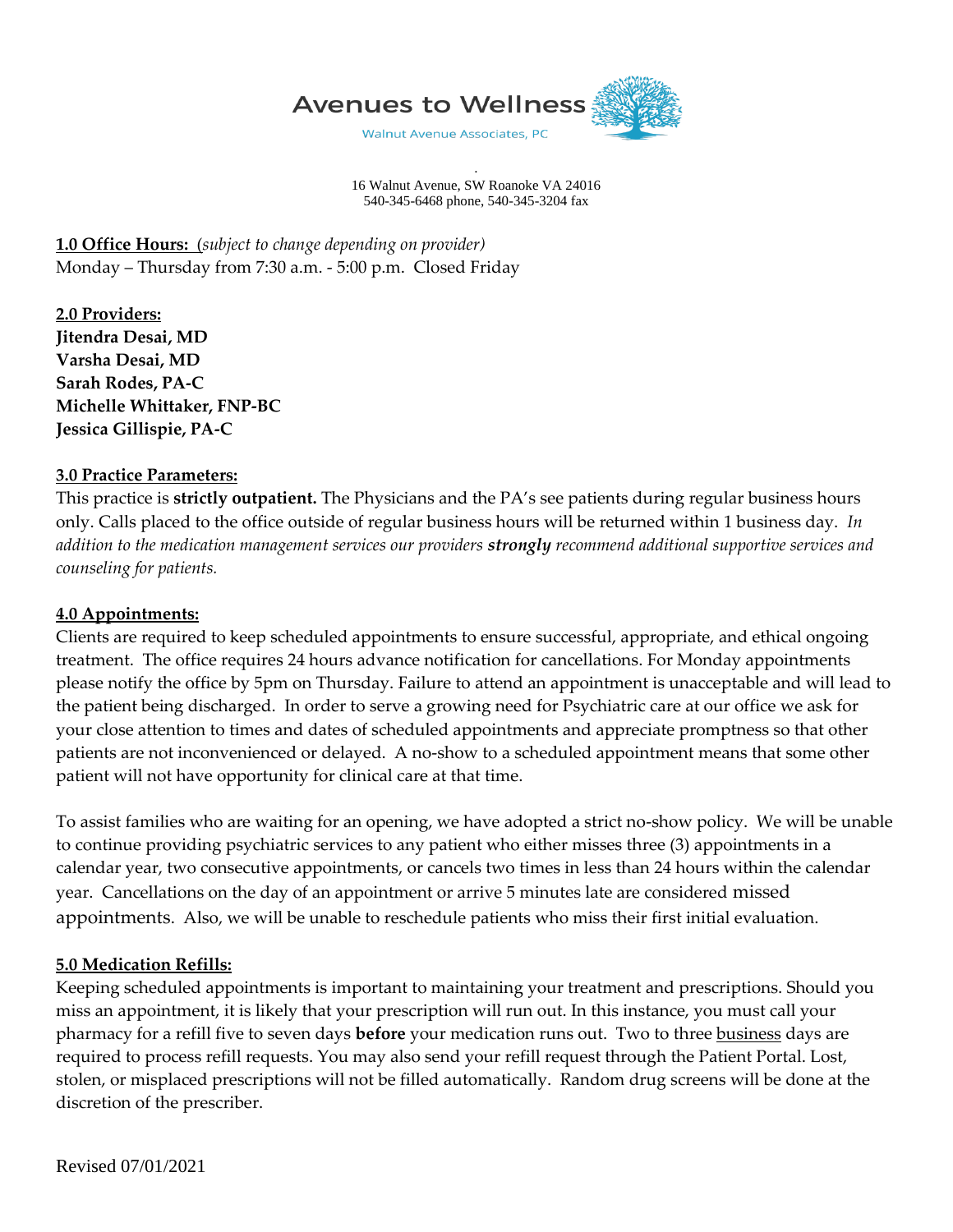Avenues to Wellness

Walnut Avenue Associates, PC

16 Walnut Avenue, SW Roanoke VA 24016
540-345-6468 phone, 540-345-3204 fax

**1.0 Office Hours:** *(subject to change depending on provider)*
Monday – Thursday from 7:30 a.m. - 5:00 p.m. Closed Friday

**2.0 Providers:**
**Jitendra Desai, MD**
**Varsha Desai, MD**
**Sarah Rodes, PA-C**
**Michelle Whittaker, FNP-BC**
**Jessica Gillispie, PA-C**

**3.0 Practice Parameters:**
This practice is **strictly outpatient.** The Physicians and the PA's see patients during regular business hours only. Calls placed to the office outside of regular business hours will be returned within 1 business day. *In addition to the medication management services our providers **strongly** recommend additional supportive services and counseling for patients.*

**4.0 Appointments:**
Clients are required to keep scheduled appointments to ensure successful, appropriate, and ethical ongoing treatment. The office requires 24 hours advance notification for cancellations. For Monday appointments please notify the office by 5pm on Thursday. Failure to attend an appointment is unacceptable and will lead to the patient being discharged. In order to serve a growing need for Psychiatric care at our office we ask for your close attention to times and dates of scheduled appointments and appreciate promptness so that other patients are not inconvenienced or delayed. A no-show to a scheduled appointment means that some other patient will not have opportunity for clinical care at that time.

To assist families who are waiting for an opening, we have adopted a strict no-show policy. We will be unable to continue providing psychiatric services to any patient who either misses three (3) appointments in a calendar year, two consecutive appointments, or cancels two times in less than 24 hours within the calendar year. Cancellations on the day of an appointment or arrive 5 minutes late are considered missed appointments. Also, we will be unable to reschedule patients who miss their first initial evaluation.

**5.0 Medication Refills:**
Keeping scheduled appointments is important to maintaining your treatment and prescriptions. Should you miss an appointment, it is likely that your prescription will run out. In this instance, you must call your pharmacy for a refill five to seven days **before** your medication runs out. Two to three business days are required to process refill requests. You may also send your refill request through the Patient Portal. Lost, stolen, or misplaced prescriptions will not be filled automatically. Random drug screens will be done at the discretion of the prescriber.

Revised 07/01/2021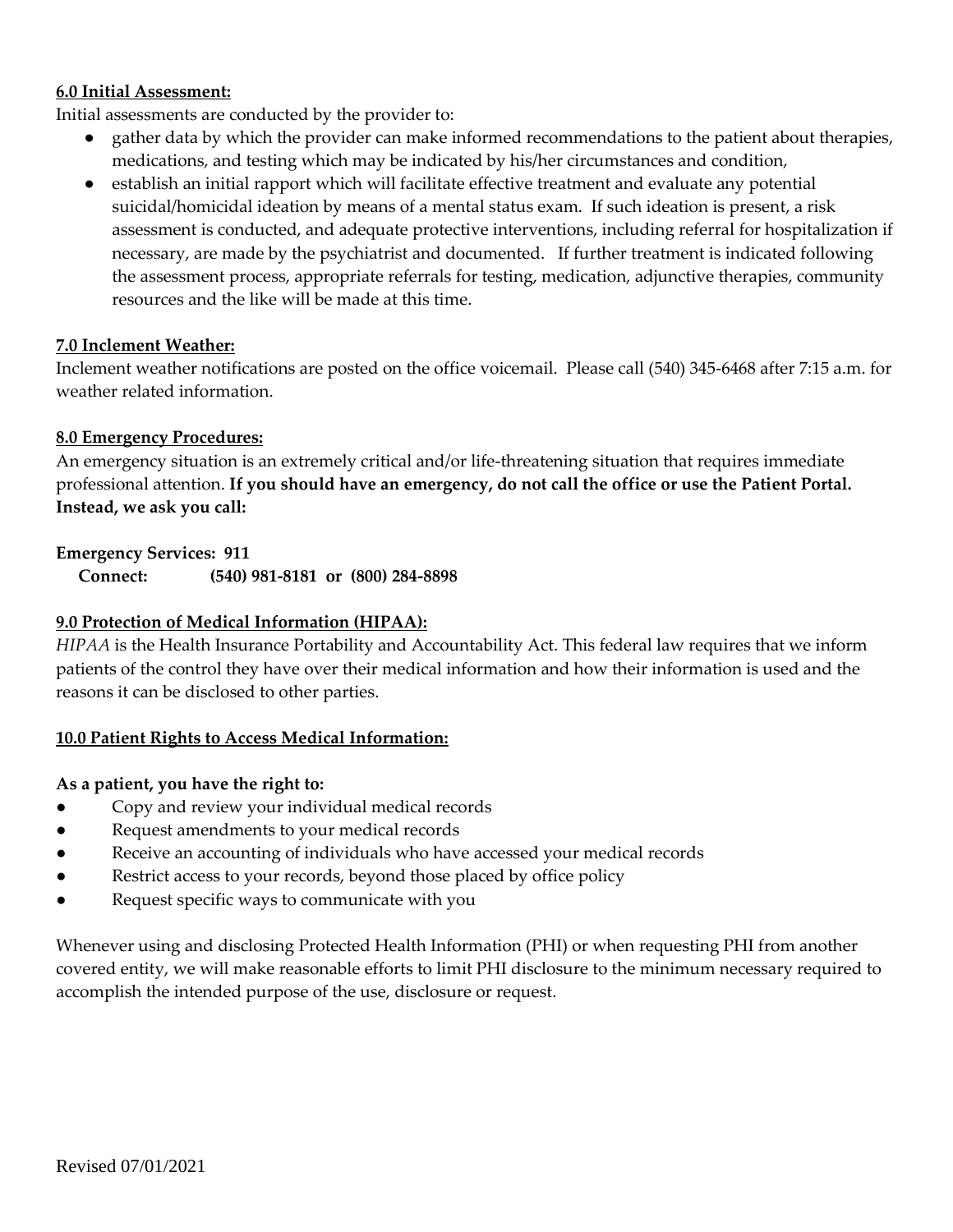**6.0 Initial Assessment:**

Initial assessments are conducted by the provider to:

- gather data by which the provider can make informed recommendations to the patient about therapies, medications, and testing which may be indicated by his/her circumstances and condition,
- establish an initial rapport which will facilitate effective treatment and evaluate any potential suicidal/homicidal ideation by means of a mental status exam. If such ideation is present, a risk assessment is conducted, and adequate protective interventions, including referral for hospitalization if necessary, are made by the psychiatrist and documented. If further treatment is indicated following the assessment process, appropriate referrals for testing, medication, adjunctive therapies, community resources and the like will be made at this time.

**7.0 Inclement Weather:**

Inclement weather notifications are posted on the office voicemail. Please call (540) 345-6468 after 7:15 a.m. for weather related information.

**8.0 Emergency Procedures:**

An emergency situation is an extremely critical and/or life-threatening situation that requires immediate professional attention. **If you should have an emergency, do not call the office or use the Patient Portal. Instead, we ask you call:**

**Emergency Services: 911**
**Connect: (540) 981-8181 or (800) 284-8898**

**9.0 Protection of Medical Information (HIPAA):**

*HIPAA* is the Health Insurance Portability and Accountability Act. This federal law requires that we inform patients of the control they have over their medical information and how their information is used and the reasons it can be disclosed to other parties.

**10.0 Patient Rights to Access Medical Information:**

**As a patient, you have the right to:**

- Copy and review your individual medical records
- Request amendments to your medical records
- Receive an accounting of individuals who have accessed your medical records
- Restrict access to your records, beyond those placed by office policy
- Request specific ways to communicate with you

Whenever using and disclosing Protected Health Information (PHI) or when requesting PHI from another covered entity, we will make reasonable efforts to limit PHI disclosure to the minimum necessary required to accomplish the intended purpose of the use, disclosure or request.

Revised 07/01/2021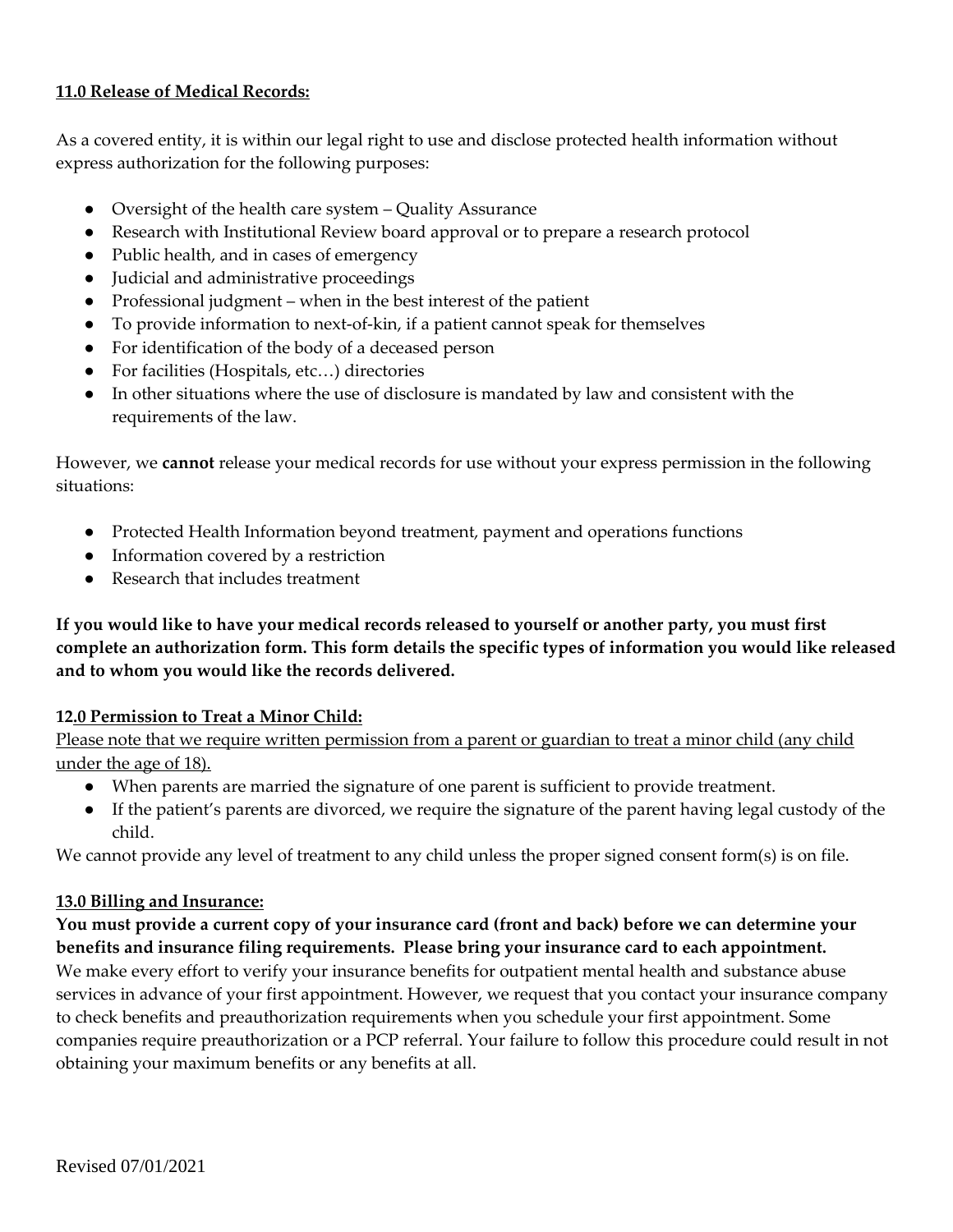**11.0 Release of Medical Records:**

As a covered entity, it is within our legal right to use and disclose protected health information without express authorization for the following purposes:

- Oversight of the health care system – Quality Assurance
- Research with Institutional Review board approval or to prepare a research protocol
- Public health, and in cases of emergency
- Judicial and administrative proceedings
- Professional judgment – when in the best interest of the patient
- To provide information to next-of-kin, if a patient cannot speak for themselves
- For identification of the body of a deceased person
- For facilities (Hospitals, etc…) directories
- In other situations where the use of disclosure is mandated by law and consistent with the requirements of the law.

However, we **cannot** release your medical records for use without your express permission in the following situations:

- Protected Health Information beyond treatment, payment and operations functions
- Information covered by a restriction
- Research that includes treatment

**If you would like to have your medical records released to yourself or another party, you must first complete an authorization form. This form details the specific types of information you would like released and to whom you would like the records delivered.**

**12.0 Permission to Treat a Minor Child:**

Please note that we require written permission from a parent or guardian to treat a minor child (any child under the age of 18).

- When parents are married the signature of one parent is sufficient to provide treatment.
- If the patient's parents are divorced, we require the signature of the parent having legal custody of the child.

We cannot provide any level of treatment to any child unless the proper signed consent form(s) is on file.

**13.0 Billing and Insurance:**

**You must provide a current copy of your insurance card (front and back) before we can determine your benefits and insurance filing requirements. Please bring your insurance card to each appointment.**
We make every effort to verify your insurance benefits for outpatient mental health and substance abuse services in advance of your first appointment. However, we request that you contact your insurance company to check benefits and preauthorization requirements when you schedule your first appointment. Some companies require preauthorization or a PCP referral. Your failure to follow this procedure could result in not obtaining your maximum benefits or any benefits at all.

Revised 07/01/2021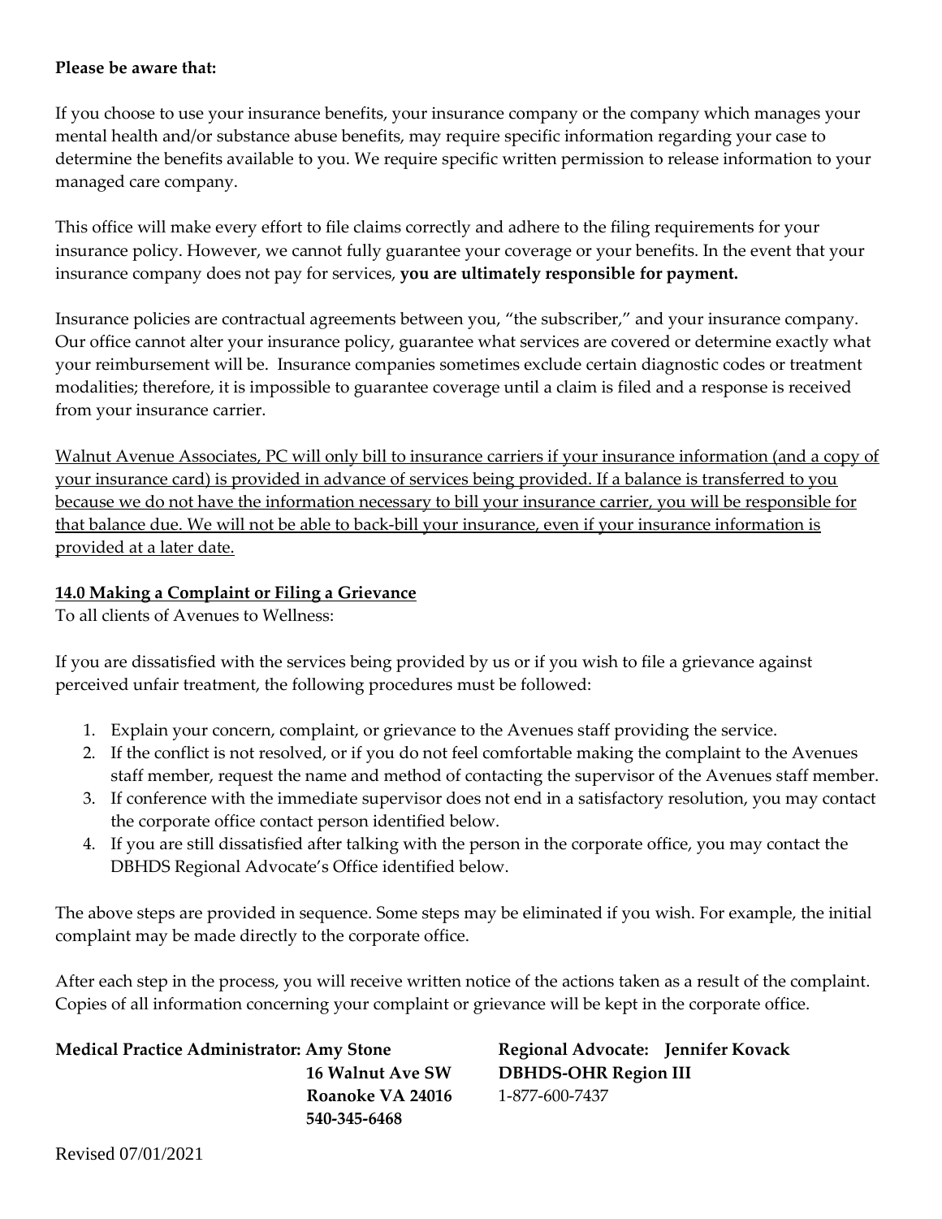**Please be aware that:**

If you choose to use your insurance benefits, your insurance company or the company which manages your mental health and/or substance abuse benefits, may require specific information regarding your case to determine the benefits available to you. We require specific written permission to release information to your managed care company.

This office will make every effort to file claims correctly and adhere to the filing requirements for your insurance policy. However, we cannot fully guarantee your coverage or your benefits. In the event that your insurance company does not pay for services, **you are ultimately responsible for payment.**

Insurance policies are contractual agreements between you, "the subscriber," and your insurance company. Our office cannot alter your insurance policy, guarantee what services are covered or determine exactly what your reimbursement will be. Insurance companies sometimes exclude certain diagnostic codes or treatment modalities; therefore, it is impossible to guarantee coverage until a claim is filed and a response is received from your insurance carrier.

Walnut Avenue Associates, PC will only bill to insurance carriers if your insurance information (and a copy of your insurance card) is provided in advance of services being provided. If a balance is transferred to you because we do not have the information necessary to bill your insurance carrier, you will be responsible for that balance due. We will not be able to back-bill your insurance, even if your insurance information is provided at a later date.

## 14.0 Making a Complaint or Filing a Grievance

To all clients of Avenues to Wellness:

If you are dissatisfied with the services being provided by us or if you wish to file a grievance against perceived unfair treatment, the following procedures must be followed:

1. Explain your concern, complaint, or grievance to the Avenues staff providing the service.
2. If the conflict is not resolved, or if you do not feel comfortable making the complaint to the Avenues staff member, request the name and method of contacting the supervisor of the Avenues staff member.
3. If conference with the immediate supervisor does not end in a satisfactory resolution, you may contact the corporate office contact person identified below.
4. If you are still dissatisfied after talking with the person in the corporate office, you may contact the DBHDS Regional Advocate's Office identified below.

The above steps are provided in sequence. Some steps may be eliminated if you wish. For example, the initial complaint may be made directly to the corporate office.

After each step in the process, you will receive written notice of the actions taken as a result of the complaint. Copies of all information concerning your complaint or grievance will be kept in the corporate office.

**Medical Practice Administrator: Amy Stone**
**16 Walnut Ave SW**
**Roanoke VA 24016**
**540-345-6468**

**Regional Advocate: Jennifer Kovack**
**DBHDS-OHR Region III**
1-877-600-7437

Revised 07/01/2021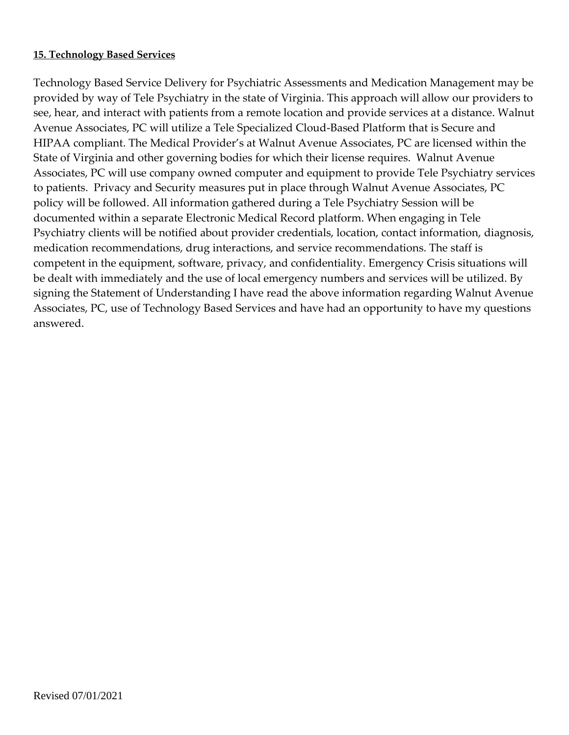**15. Technology Based Services**

Technology Based Service Delivery for Psychiatric Assessments and Medication Management may be provided by way of Tele Psychiatry in the state of Virginia. This approach will allow our providers to see, hear, and interact with patients from a remote location and provide services at a distance. Walnut Avenue Associates, PC will utilize a Tele Specialized Cloud-Based Platform that is Secure and HIPAA compliant. The Medical Provider's at Walnut Avenue Associates, PC are licensed within the State of Virginia and other governing bodies for which their license requires. Walnut Avenue Associates, PC will use company owned computer and equipment to provide Tele Psychiatry services to patients. Privacy and Security measures put in place through Walnut Avenue Associates, PC policy will be followed. All information gathered during a Tele Psychiatry Session will be documented within a separate Electronic Medical Record platform. When engaging in Tele Psychiatry clients will be notified about provider credentials, location, contact information, diagnosis, medication recommendations, drug interactions, and service recommendations. The staff is competent in the equipment, software, privacy, and confidentiality. Emergency Crisis situations will be dealt with immediately and the use of local emergency numbers and services will be utilized. By signing the Statement of Understanding I have read the above information regarding Walnut Avenue Associates, PC, use of Technology Based Services and have had an opportunity to have my questions answered.

Revised 07/01/2021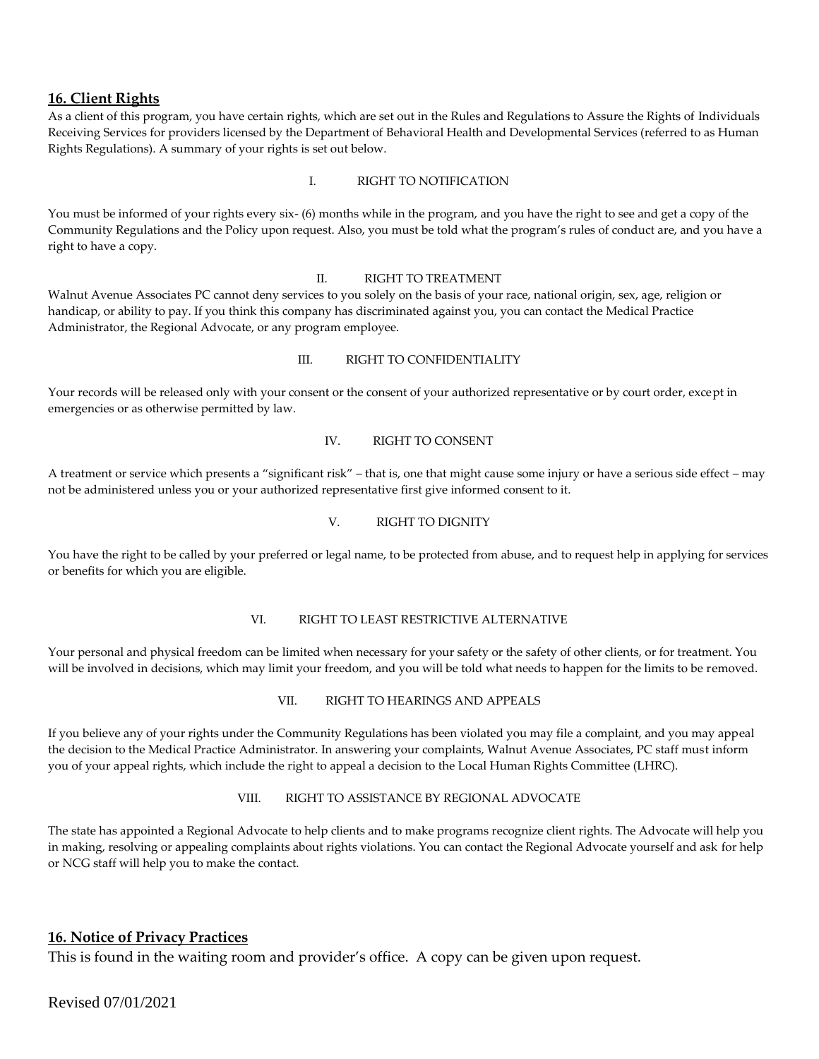## **16. Client Rights**

As a client of this program, you have certain rights, which are set out in the Rules and Regulations to Assure the Rights of Individuals Receiving Services for providers licensed by the Department of Behavioral Health and Developmental Services (referred to as Human Rights Regulations). A summary of your rights is set out below.

### I. RIGHT TO NOTIFICATION

You must be informed of your rights every six- (6) months while in the program, and you have the right to see and get a copy of the Community Regulations and the Policy upon request. Also, you must be told what the program's rules of conduct are, and you have a right to have a copy.

### II. RIGHT TO TREATMENT

Walnut Avenue Associates PC cannot deny services to you solely on the basis of your race, national origin, sex, age, religion or handicap, or ability to pay. If you think this company has discriminated against you, you can contact the Medical Practice Administrator, the Regional Advocate, or any program employee.

### III. RIGHT TO CONFIDENTIALITY

Your records will be released only with your consent or the consent of your authorized representative or by court order, except in emergencies or as otherwise permitted by law.

### IV. RIGHT TO CONSENT

A treatment or service which presents a "significant risk" – that is, one that might cause some injury or have a serious side effect – may not be administered unless you or your authorized representative first give informed consent to it.

### V. RIGHT TO DIGNITY

You have the right to be called by your preferred or legal name, to be protected from abuse, and to request help in applying for services or benefits for which you are eligible.

### VI. RIGHT TO LEAST RESTRICTIVE ALTERNATIVE

Your personal and physical freedom can be limited when necessary for your safety or the safety of other clients, or for treatment. You will be involved in decisions, which may limit your freedom, and you will be told what needs to happen for the limits to be removed.

### VII. RIGHT TO HEARINGS AND APPEALS

If you believe any of your rights under the Community Regulations has been violated you may file a complaint, and you may appeal the decision to the Medical Practice Administrator. In answering your complaints, Walnut Avenue Associates, PC staff must inform you of your appeal rights, which include the right to appeal a decision to the Local Human Rights Committee (LHRC).

### VIII. RIGHT TO ASSISTANCE BY REGIONAL ADVOCATE

The state has appointed a Regional Advocate to help clients and to make programs recognize client rights. The Advocate will help you in making, resolving or appealing complaints about rights violations. You can contact the Regional Advocate yourself and ask for help or NCG staff will help you to make the contact.

## **16. Notice of Privacy Practices**

This is found in the waiting room and provider's office. A copy can be given upon request.

Revised 07/01/2021